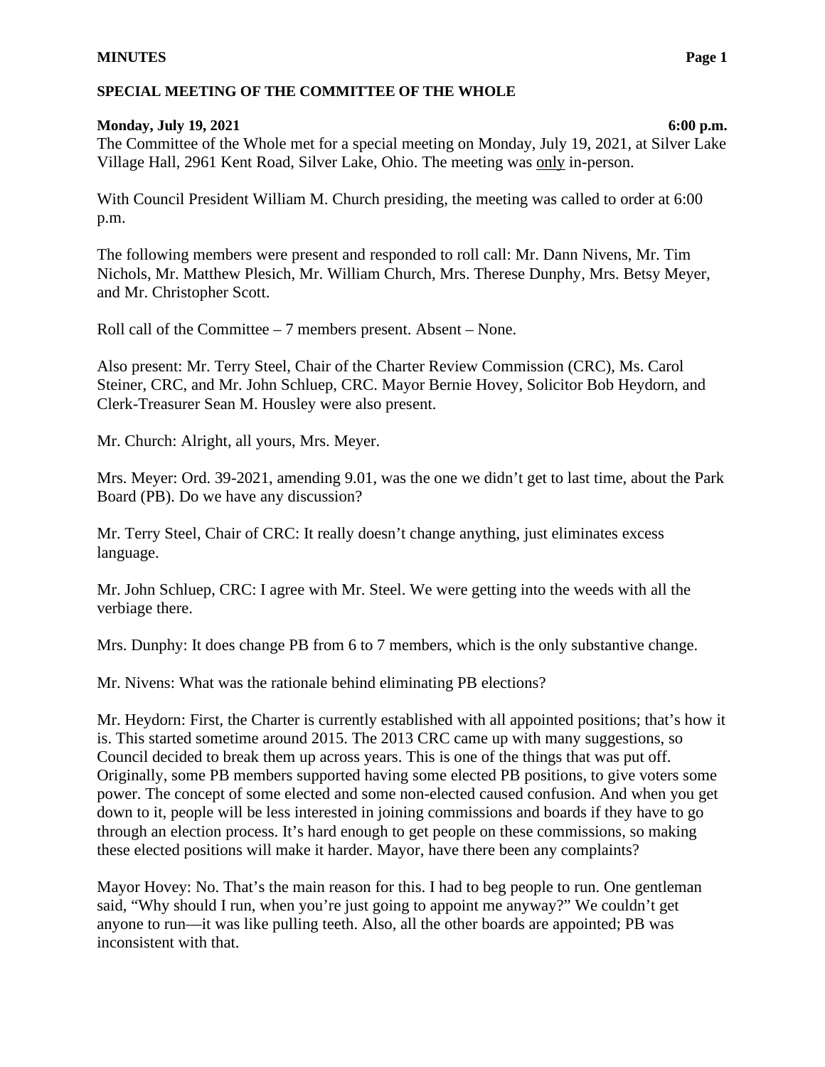**SPECIAL MEETING OF THE COMMITTEE OF THE WHOLE**

**Monday, July 19, 2021** **6:00 p.m.**

The Committee of the Whole met for a special meeting on Monday, July 19, 2021, at Silver Lake Village Hall, 2961 Kent Road, Silver Lake, Ohio. The meeting was only in-person.

With Council President William M. Church presiding, the meeting was called to order at 6:00 p.m.

The following members were present and responded to roll call: Mr. Dann Nivens, Mr. Tim Nichols, Mr. Matthew Plesich, Mr. William Church, Mrs. Therese Dunphy, Mrs. Betsy Meyer, and Mr. Christopher Scott.

Roll call of the Committee – 7 members present. Absent – None.

Also present: Mr. Terry Steel, Chair of the Charter Review Commission (CRC), Ms. Carol Steiner, CRC, and Mr. John Schluep, CRC. Mayor Bernie Hovey, Solicitor Bob Heydorn, and Clerk-Treasurer Sean M. Housley were also present.

Mr. Church: Alright, all yours, Mrs. Meyer.

Mrs. Meyer: Ord. 39-2021, amending 9.01, was the one we didn't get to last time, about the Park Board (PB). Do we have any discussion?

Mr. Terry Steel, Chair of CRC: It really doesn't change anything, just eliminates excess language.

Mr. John Schluep, CRC: I agree with Mr. Steel. We were getting into the weeds with all the verbiage there.

Mrs. Dunphy: It does change PB from 6 to 7 members, which is the only substantive change.

Mr. Nivens: What was the rationale behind eliminating PB elections?

Mr. Heydorn: First, the Charter is currently established with all appointed positions; that's how it is. This started sometime around 2015. The 2013 CRC came up with many suggestions, so Council decided to break them up across years. This is one of the things that was put off. Originally, some PB members supported having some elected PB positions, to give voters some power. The concept of some elected and some non-elected caused confusion. And when you get down to it, people will be less interested in joining commissions and boards if they have to go through an election process. It's hard enough to get people on these commissions, so making these elected positions will make it harder. Mayor, have there been any complaints?

Mayor Hovey: No. That's the main reason for this. I had to beg people to run. One gentleman said, "Why should I run, when you're just going to appoint me anyway?" We couldn't get anyone to run—it was like pulling teeth. Also, all the other boards are appointed; PB was inconsistent with that.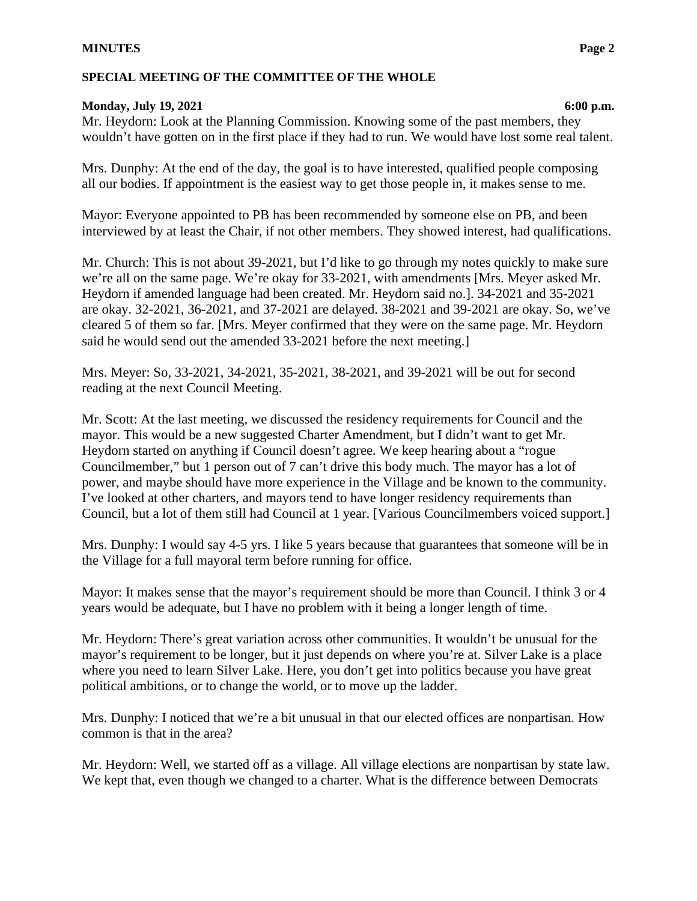Mr. Heydorn: Look at the Planning Commission. Knowing some of the past members, they wouldn't have gotten on in the first place if they had to run. We would have lost some real talent.

Mrs. Dunphy: At the end of the day, the goal is to have interested, qualified people composing all our bodies. If appointment is the easiest way to get those people in, it makes sense to me.

Mayor: Everyone appointed to PB has been recommended by someone else on PB, and been interviewed by at least the Chair, if not other members. They showed interest, had qualifications.

Mr. Church: This is not about 39-2021, but I'd like to go through my notes quickly to make sure we're all on the same page. We're okay for 33-2021, with amendments [Mrs. Meyer asked Mr. Heydorn if amended language had been created. Mr. Heydorn said no.]. 34-2021 and 35-2021 are okay. 32-2021, 36-2021, and 37-2021 are delayed. 38-2021 and 39-2021 are okay. So, we've cleared 5 of them so far. [Mrs. Meyer confirmed that they were on the same page. Mr. Heydorn said he would send out the amended 33-2021 before the next meeting.]

Mrs. Meyer: So, 33-2021, 34-2021, 35-2021, 38-2021, and 39-2021 will be out for second reading at the next Council Meeting.

Mr. Scott: At the last meeting, we discussed the residency requirements for Council and the mayor. This would be a new suggested Charter Amendment, but I didn't want to get Mr. Heydorn started on anything if Council doesn't agree. We keep hearing about a "rogue Councilmember," but 1 person out of 7 can't drive this body much. The mayor has a lot of power, and maybe should have more experience in the Village and be known to the community. I've looked at other charters, and mayors tend to have longer residency requirements than Council, but a lot of them still had Council at 1 year. [Various Councilmembers voiced support.]

Mrs. Dunphy: I would say 4-5 yrs. I like 5 years because that guarantees that someone will be in the Village for a full mayoral term before running for office.

Mayor: It makes sense that the mayor's requirement should be more than Council. I think 3 or 4 years would be adequate, but I have no problem with it being a longer length of time.

Mr. Heydorn: There's great variation across other communities. It wouldn't be unusual for the mayor's requirement to be longer, but it just depends on where you're at. Silver Lake is a place where you need to learn Silver Lake. Here, you don't get into politics because you have great political ambitions, or to change the world, or to move up the ladder.

Mrs. Dunphy: I noticed that we're a bit unusual in that our elected offices are nonpartisan. How common is that in the area?

Mr. Heydorn: Well, we started off as a village. All village elections are nonpartisan by state law. We kept that, even though we changed to a charter. What is the difference between Democrats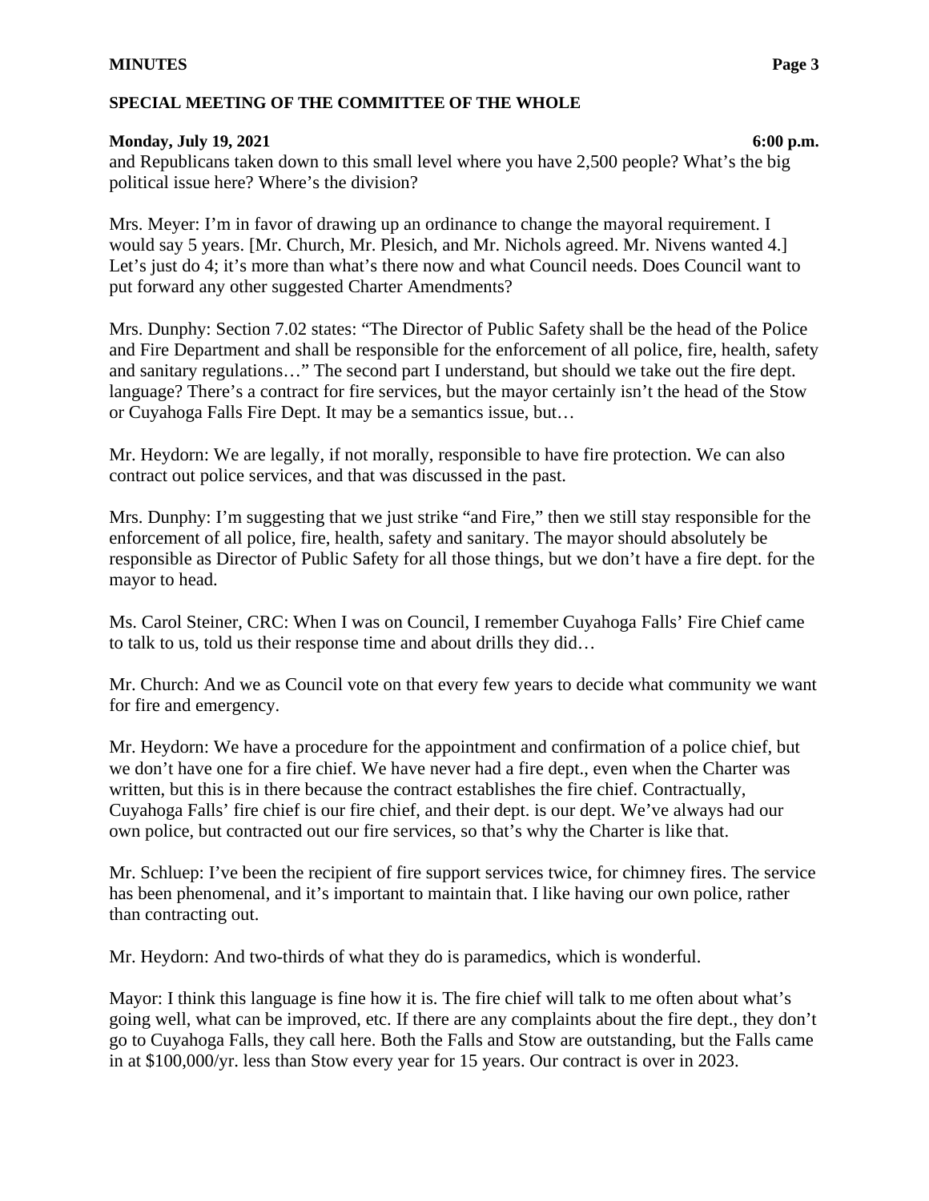and Republicans taken down to this small level where you have 2,500 people? What's the big political issue here? Where's the division?

Mrs. Meyer: I'm in favor of drawing up an ordinance to change the mayoral requirement. I would say 5 years. [Mr. Church, Mr. Plesich, and Mr. Nichols agreed. Mr. Nivens wanted 4.] Let's just do 4; it's more than what's there now and what Council needs. Does Council want to put forward any other suggested Charter Amendments?

Mrs. Dunphy: Section 7.02 states: "The Director of Public Safety shall be the head of the Police and Fire Department and shall be responsible for the enforcement of all police, fire, health, safety and sanitary regulations…" The second part I understand, but should we take out the fire dept. language? There's a contract for fire services, but the mayor certainly isn't the head of the Stow or Cuyahoga Falls Fire Dept. It may be a semantics issue, but…

Mr. Heydorn: We are legally, if not morally, responsible to have fire protection. We can also contract out police services, and that was discussed in the past.

Mrs. Dunphy: I'm suggesting that we just strike "and Fire," then we still stay responsible for the enforcement of all police, fire, health, safety and sanitary. The mayor should absolutely be responsible as Director of Public Safety for all those things, but we don't have a fire dept. for the mayor to head.

Ms. Carol Steiner, CRC: When I was on Council, I remember Cuyahoga Falls' Fire Chief came to talk to us, told us their response time and about drills they did…

Mr. Church: And we as Council vote on that every few years to decide what community we want for fire and emergency.

Mr. Heydorn: We have a procedure for the appointment and confirmation of a police chief, but we don't have one for a fire chief. We have never had a fire dept., even when the Charter was written, but this is in there because the contract establishes the fire chief. Contractually, Cuyahoga Falls' fire chief is our fire chief, and their dept. is our dept. We've always had our own police, but contracted out our fire services, so that's why the Charter is like that.

Mr. Schluep: I've been the recipient of fire support services twice, for chimney fires. The service has been phenomenal, and it's important to maintain that. I like having our own police, rather than contracting out.

Mr. Heydorn: And two-thirds of what they do is paramedics, which is wonderful.

Mayor: I think this language is fine how it is. The fire chief will talk to me often about what's going well, what can be improved, etc. If there are any complaints about the fire dept., they don't go to Cuyahoga Falls, they call here. Both the Falls and Stow are outstanding, but the Falls came in at $100,000/yr. less than Stow every year for 15 years. Our contract is over in 2023.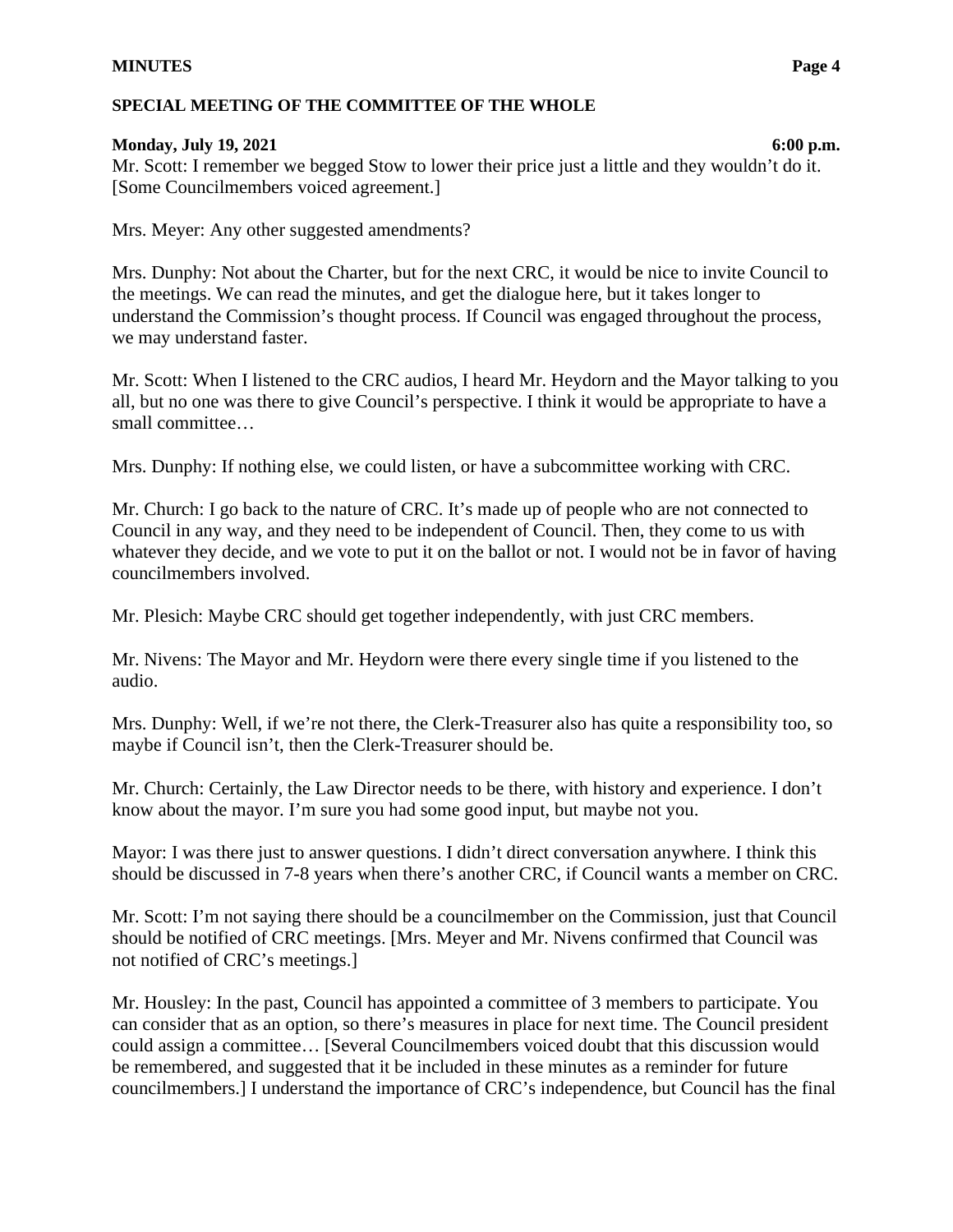Mr. Scott: I remember we begged Stow to lower their price just a little and they wouldn't do it. [Some Councilmembers voiced agreement.]

Mrs. Meyer: Any other suggested amendments?

Mrs. Dunphy: Not about the Charter, but for the next CRC, it would be nice to invite Council to the meetings. We can read the minutes, and get the dialogue here, but it takes longer to understand the Commission's thought process. If Council was engaged throughout the process, we may understand faster.

Mr. Scott: When I listened to the CRC audios, I heard Mr. Heydorn and the Mayor talking to you all, but no one was there to give Council's perspective. I think it would be appropriate to have a small committee…

Mrs. Dunphy: If nothing else, we could listen, or have a subcommittee working with CRC.

Mr. Church: I go back to the nature of CRC. It's made up of people who are not connected to Council in any way, and they need to be independent of Council. Then, they come to us with whatever they decide, and we vote to put it on the ballot or not. I would not be in favor of having councilmembers involved.

Mr. Plesich: Maybe CRC should get together independently, with just CRC members.

Mr. Nivens: The Mayor and Mr. Heydorn were there every single time if you listened to the audio.

Mrs. Dunphy: Well, if we're not there, the Clerk-Treasurer also has quite a responsibility too, so maybe if Council isn't, then the Clerk-Treasurer should be.

Mr. Church: Certainly, the Law Director needs to be there, with history and experience. I don't know about the mayor. I'm sure you had some good input, but maybe not you.

Mayor: I was there just to answer questions. I didn't direct conversation anywhere. I think this should be discussed in 7-8 years when there's another CRC, if Council wants a member on CRC.

Mr. Scott: I'm not saying there should be a councilmember on the Commission, just that Council should be notified of CRC meetings. [Mrs. Meyer and Mr. Nivens confirmed that Council was not notified of CRC's meetings.]

Mr. Housley: In the past, Council has appointed a committee of 3 members to participate. You can consider that as an option, so there's measures in place for next time. The Council president could assign a committee… [Several Councilmembers voiced doubt that this discussion would be remembered, and suggested that it be included in these minutes as a reminder for future councilmembers.] I understand the importance of CRC's independence, but Council has the final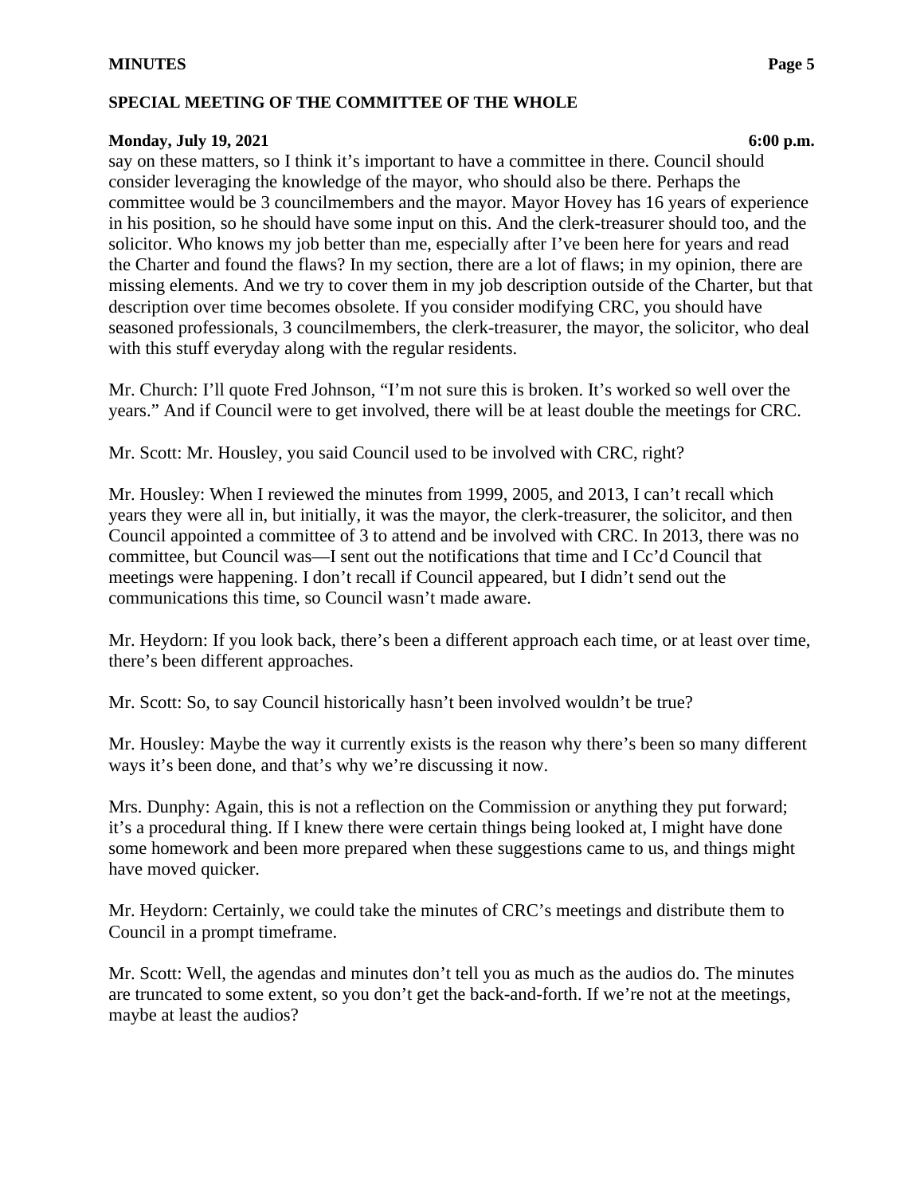say on these matters, so I think it's important to have a committee in there. Council should consider leveraging the knowledge of the mayor, who should also be there. Perhaps the committee would be 3 councilmembers and the mayor. Mayor Hovey has 16 years of experience in his position, so he should have some input on this. And the clerk-treasurer should too, and the solicitor. Who knows my job better than me, especially after I've been here for years and read the Charter and found the flaws? In my section, there are a lot of flaws; in my opinion, there are missing elements. And we try to cover them in my job description outside of the Charter, but that description over time becomes obsolete. If you consider modifying CRC, you should have seasoned professionals, 3 councilmembers, the clerk-treasurer, the mayor, the solicitor, who deal with this stuff everyday along with the regular residents.

Mr. Church: I'll quote Fred Johnson, "I'm not sure this is broken. It's worked so well over the years." And if Council were to get involved, there will be at least double the meetings for CRC.

Mr. Scott: Mr. Housley, you said Council used to be involved with CRC, right?

Mr. Housley: When I reviewed the minutes from 1999, 2005, and 2013, I can't recall which years they were all in, but initially, it was the mayor, the clerk-treasurer, the solicitor, and then Council appointed a committee of 3 to attend and be involved with CRC. In 2013, there was no committee, but Council was—I sent out the notifications that time and I Cc'd Council that meetings were happening. I don't recall if Council appeared, but I didn't send out the communications this time, so Council wasn't made aware.

Mr. Heydorn: If you look back, there's been a different approach each time, or at least over time, there's been different approaches.

Mr. Scott: So, to say Council historically hasn't been involved wouldn't be true?

Mr. Housley: Maybe the way it currently exists is the reason why there's been so many different ways it's been done, and that's why we're discussing it now.

Mrs. Dunphy: Again, this is not a reflection on the Commission or anything they put forward; it's a procedural thing. If I knew there were certain things being looked at, I might have done some homework and been more prepared when these suggestions came to us, and things might have moved quicker.

Mr. Heydorn: Certainly, we could take the minutes of CRC's meetings and distribute them to Council in a prompt timeframe.

Mr. Scott: Well, the agendas and minutes don't tell you as much as the audios do. The minutes are truncated to some extent, so you don't get the back-and-forth. If we're not at the meetings, maybe at least the audios?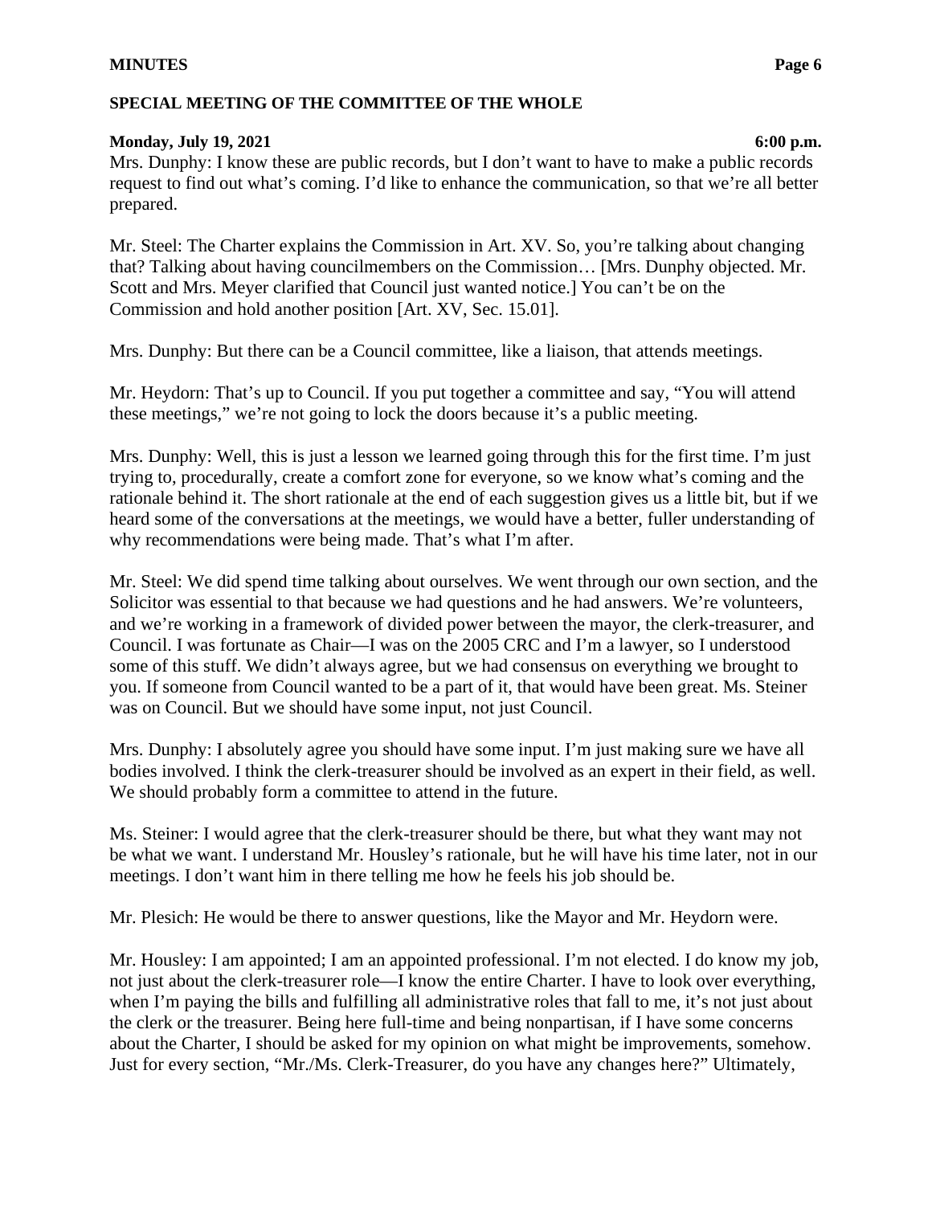Mrs. Dunphy: I know these are public records, but I don't want to have to make a public records request to find out what's coming. I'd like to enhance the communication, so that we're all better prepared.

Mr. Steel: The Charter explains the Commission in Art. XV. So, you're talking about changing that? Talking about having councilmembers on the Commission… [Mrs. Dunphy objected. Mr. Scott and Mrs. Meyer clarified that Council just wanted notice.] You can't be on the Commission and hold another position [Art. XV, Sec. 15.01].

Mrs. Dunphy: But there can be a Council committee, like a liaison, that attends meetings.

Mr. Heydorn: That's up to Council. If you put together a committee and say, "You will attend these meetings," we're not going to lock the doors because it's a public meeting.

Mrs. Dunphy: Well, this is just a lesson we learned going through this for the first time. I'm just trying to, procedurally, create a comfort zone for everyone, so we know what's coming and the rationale behind it. The short rationale at the end of each suggestion gives us a little bit, but if we heard some of the conversations at the meetings, we would have a better, fuller understanding of why recommendations were being made. That's what I'm after.

Mr. Steel: We did spend time talking about ourselves. We went through our own section, and the Solicitor was essential to that because we had questions and he had answers. We're volunteers, and we're working in a framework of divided power between the mayor, the clerk-treasurer, and Council. I was fortunate as Chair—I was on the 2005 CRC and I'm a lawyer, so I understood some of this stuff. We didn't always agree, but we had consensus on everything we brought to you. If someone from Council wanted to be a part of it, that would have been great. Ms. Steiner was on Council. But we should have some input, not just Council.

Mrs. Dunphy: I absolutely agree you should have some input. I'm just making sure we have all bodies involved. I think the clerk-treasurer should be involved as an expert in their field, as well. We should probably form a committee to attend in the future.

Ms. Steiner: I would agree that the clerk-treasurer should be there, but what they want may not be what we want. I understand Mr. Housley's rationale, but he will have his time later, not in our meetings. I don't want him in there telling me how he feels his job should be.

Mr. Plesich: He would be there to answer questions, like the Mayor and Mr. Heydorn were.

Mr. Housley: I am appointed; I am an appointed professional. I'm not elected. I do know my job, not just about the clerk-treasurer role—I know the entire Charter. I have to look over everything, when I'm paying the bills and fulfilling all administrative roles that fall to me, it's not just about the clerk or the treasurer. Being here full-time and being nonpartisan, if I have some concerns about the Charter, I should be asked for my opinion on what might be improvements, somehow. Just for every section, "Mr./Ms. Clerk-Treasurer, do you have any changes here?" Ultimately,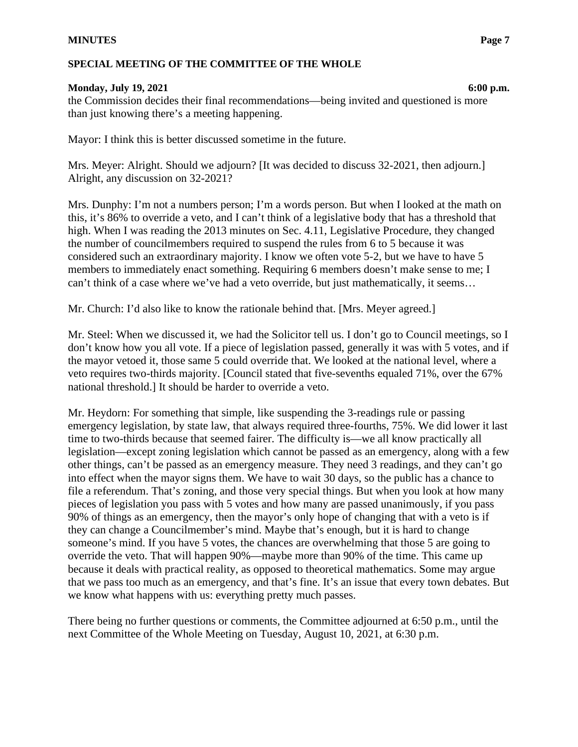the Commission decides their final recommendations—being invited and questioned is more than just knowing there's a meeting happening.

Mayor: I think this is better discussed sometime in the future.

Mrs. Meyer: Alright. Should we adjourn? [It was decided to discuss 32-2021, then adjourn.] Alright, any discussion on 32-2021?

Mrs. Dunphy: I'm not a numbers person; I'm a words person. But when I looked at the math on this, it's 86% to override a veto, and I can't think of a legislative body that has a threshold that high. When I was reading the 2013 minutes on Sec. 4.11, Legislative Procedure, they changed the number of councilmembers required to suspend the rules from 6 to 5 because it was considered such an extraordinary majority. I know we often vote 5-2, but we have to have 5 members to immediately enact something. Requiring 6 members doesn't make sense to me; I can't think of a case where we've had a veto override, but just mathematically, it seems…

Mr. Church: I'd also like to know the rationale behind that. [Mrs. Meyer agreed.]

Mr. Steel: When we discussed it, we had the Solicitor tell us. I don't go to Council meetings, so I don't know how you all vote. If a piece of legislation passed, generally it was with 5 votes, and if the mayor vetoed it, those same 5 could override that. We looked at the national level, where a veto requires two-thirds majority. [Council stated that five-sevenths equaled 71%, over the 67% national threshold.] It should be harder to override a veto.

Mr. Heydorn: For something that simple, like suspending the 3-readings rule or passing emergency legislation, by state law, that always required three-fourths, 75%. We did lower it last time to two-thirds because that seemed fairer. The difficulty is—we all know practically all legislation—except zoning legislation which cannot be passed as an emergency, along with a few other things, can't be passed as an emergency measure. They need 3 readings, and they can't go into effect when the mayor signs them. We have to wait 30 days, so the public has a chance to file a referendum. That's zoning, and those very special things. But when you look at how many pieces of legislation you pass with 5 votes and how many are passed unanimously, if you pass 90% of things as an emergency, then the mayor's only hope of changing that with a veto is if they can change a Councilmember's mind. Maybe that's enough, but it is hard to change someone's mind. If you have 5 votes, the chances are overwhelming that those 5 are going to override the veto. That will happen 90%—maybe more than 90% of the time. This came up because it deals with practical reality, as opposed to theoretical mathematics. Some may argue that we pass too much as an emergency, and that's fine. It's an issue that every town debates. But we know what happens with us: everything pretty much passes.

There being no further questions or comments, the Committee adjourned at 6:50 p.m., until the next Committee of the Whole Meeting on Tuesday, August 10, 2021, at 6:30 p.m.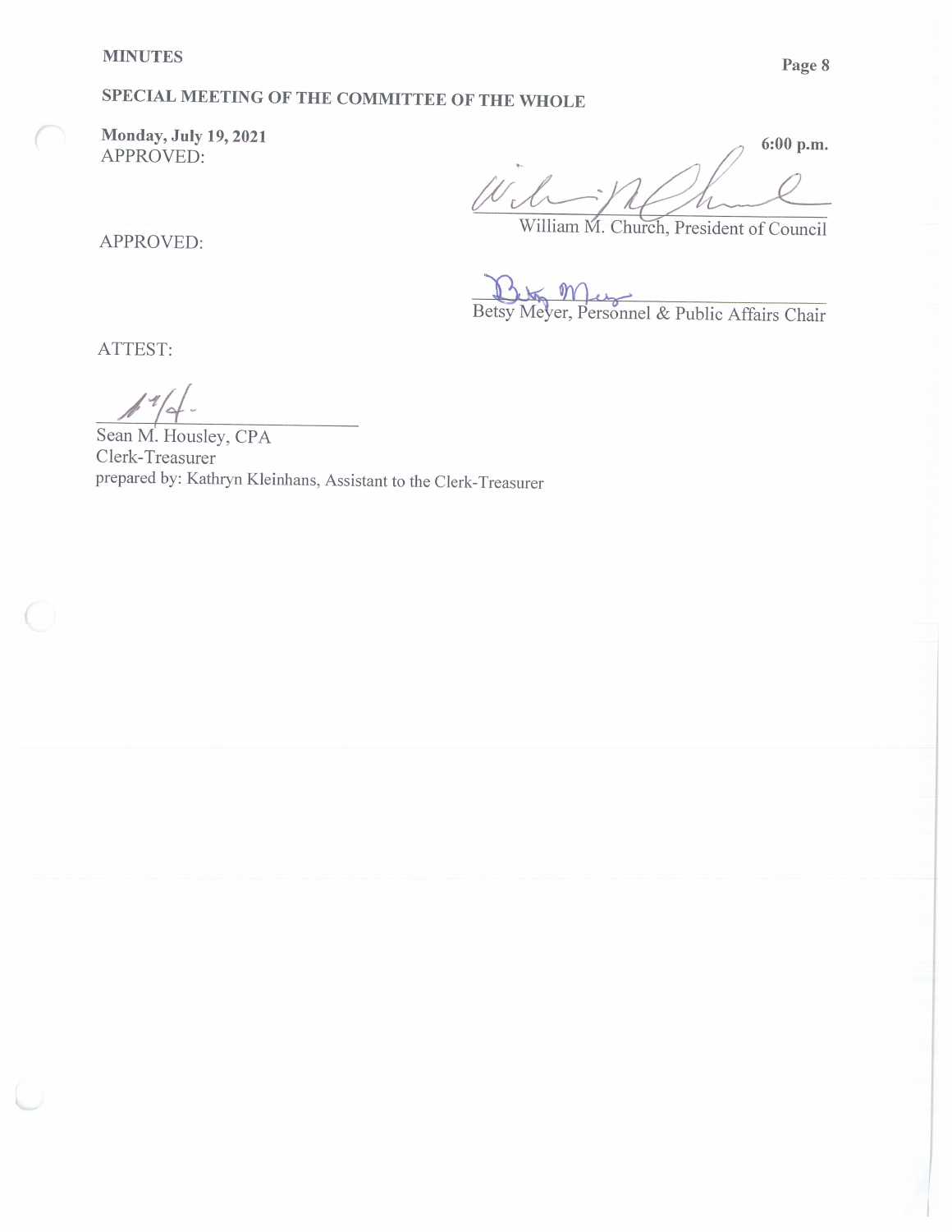**MINUTES**

**SPECIAL MEETING OF THE COMMITTEE OF THE WHOLE**

**Monday, July 19, 2021** **6:00 p.m.**

APPROVED:

William M. Church, President of Council

APPROVED:

Betsy Meyer, Personnel & Public Affairs Chair

ATTEST:

Sean M. Housley, CPA
Clerk-Treasurer
prepared by: Kathryn Kleinhans, Assistant to the Clerk-Treasurer